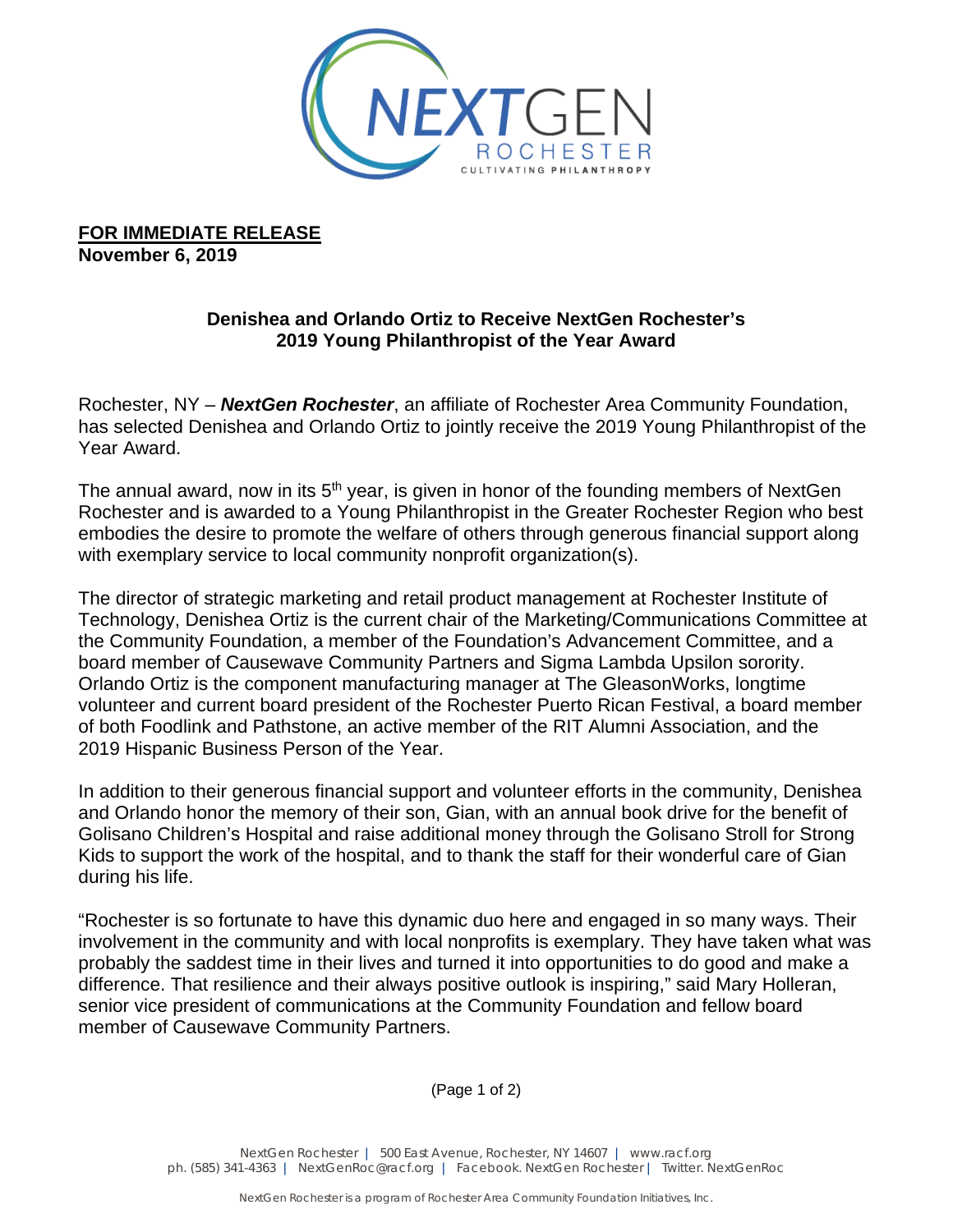**FOR IMMEDIATE RELEASE**
**November 6, 2019**

## Denishea and Orlando Ortiz to Receive NextGen Rochester's 2019 Young Philanthropist of the Year Award

Rochester, NY – ***NextGen Rochester***, an affiliate of Rochester Area Community Foundation, has selected Denishea and Orlando Ortiz to jointly receive the 2019 Young Philanthropist of the Year Award.

The annual award, now in its 5th year, is given in honor of the founding members of NextGen Rochester and is awarded to a Young Philanthropist in the Greater Rochester Region who best embodies the desire to promote the welfare of others through generous financial support along with exemplary service to local community nonprofit organization(s).

The director of strategic marketing and retail product management at Rochester Institute of Technology, Denishea Ortiz is the current chair of the Marketing/Communications Committee at the Community Foundation, a member of the Foundation's Advancement Committee, and a board member of Causewave Community Partners and Sigma Lambda Upsilon sorority. Orlando Ortiz is the component manufacturing manager at The GleasonWorks, longtime volunteer and current board president of the Rochester Puerto Rican Festival, a board member of both Foodlink and Pathstone, an active member of the RIT Alumni Association, and the 2019 Hispanic Business Person of the Year.

In addition to their generous financial support and volunteer efforts in the community, Denishea and Orlando honor the memory of their son, Gian, with an annual book drive for the benefit of Golisano Children's Hospital and raise additional money through the Golisano Stroll for Strong Kids to support the work of the hospital, and to thank the staff for their wonderful care of Gian during his life.

"Rochester is so fortunate to have this dynamic duo here and engaged in so many ways. Their involvement in the community and with local nonprofits is exemplary. They have taken what was probably the saddest time in their lives and turned it into opportunities to do good and make a difference. That resilience and their always positive outlook is inspiring," said Mary Holleran, senior vice president of communications at the Community Foundation and fellow board member of Causewave Community Partners.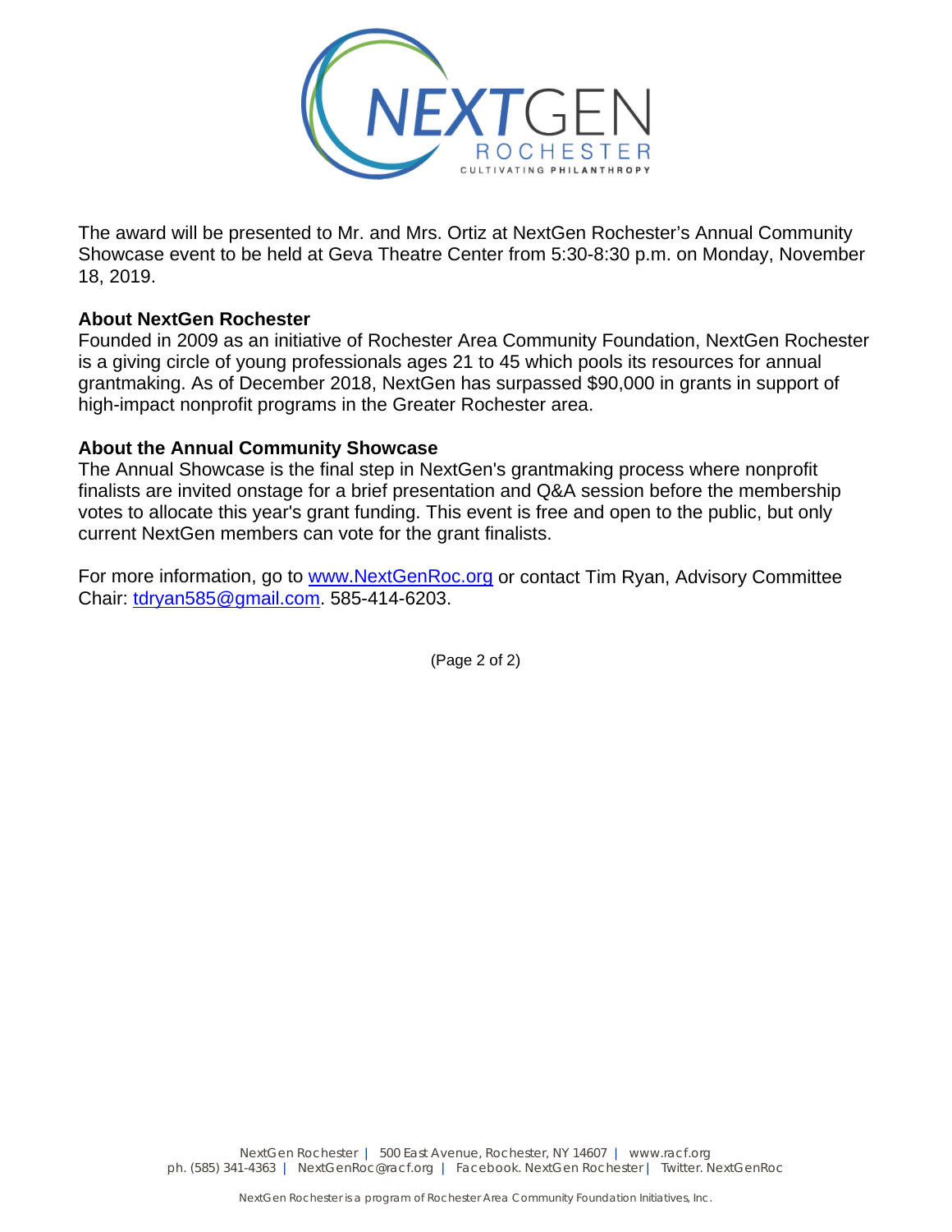The award will be presented to Mr. and Mrs. Ortiz at NextGen Rochester's Annual Community Showcase event to be held at Geva Theatre Center from 5:30-8:30 p.m. on Monday, November 18, 2019.

**About NextGen Rochester**

Founded in 2009 as an initiative of Rochester Area Community Foundation, NextGen Rochester is a giving circle of young professionals ages 21 to 45 which pools its resources for annual grantmaking. As of December 2018, NextGen has surpassed $90,000 in grants in support of high-impact nonprofit programs in the Greater Rochester area.

**About the Annual Community Showcase**

The Annual Showcase is the final step in NextGen's grantmaking process where nonprofit finalists are invited onstage for a brief presentation and Q&A session before the membership votes to allocate this year's grant funding. This event is free and open to the public, but only current NextGen members can vote for the grant finalists.

For more information, go to [www.NextGenRoc.org](http://www.NextGenRoc.org) or contact Tim Ryan, Advisory Committee Chair: [tdryan585@gmail.com](mailto:tdryan585@gmail.com). 585-414-6203.

NextGen Rochester | 500 East Avenue, Rochester, NY 14607 | www.racf.org
ph. (585) 341-4363 | NextGenRoc@racf.org | Facebook. NextGen Rochester | Twitter. NextGenRoc

NextGen Rochester is a program of Rochester Area Community Foundation Initiatives, Inc.